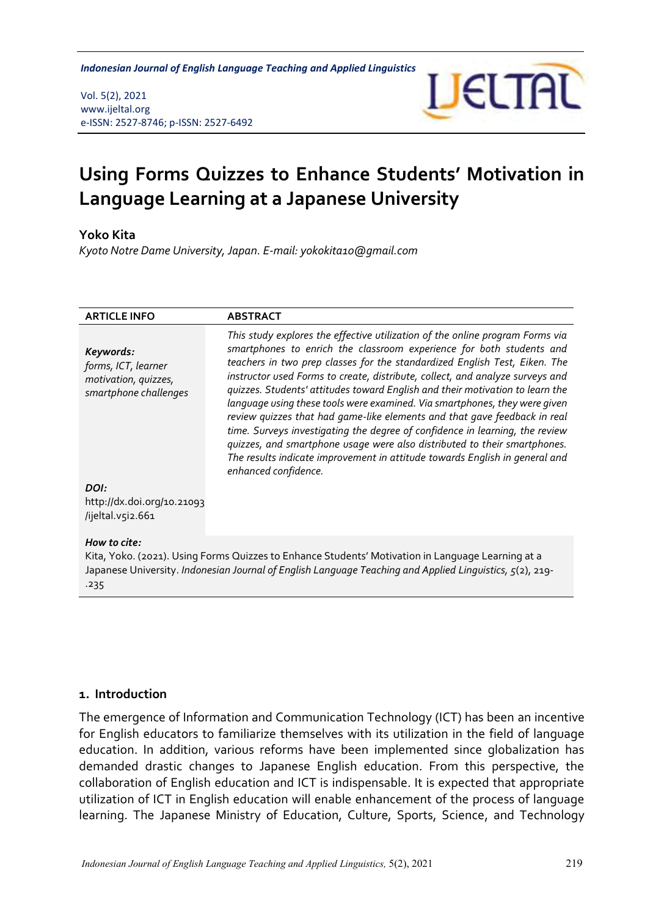# Using Forms Quizzes to Enhance Students' Motivation in Language Learning at a Japanese University

**Yoko Kita**

*Kyoto Notre Dame University, Japan. E-mail: yokokita10@gmail.com*

| ARTICLE INFO | ABSTRACT |
|---|---|
| ***Keywords:*** *forms, ICT, learner motivation, quizzes, smartphone challenges* | *This study explores the effective utilization of the online program Forms via smartphones to enrich the classroom experience for both students and teachers in two prep classes for the standardized English Test, Eiken. The instructor used Forms to create, distribute, collect, and analyze surveys and quizzes. Students' attitudes toward English and their motivation to learn the language using these tools were examined. Via smartphones, they were given review quizzes that had game-like elements and that gave feedback in real time. Surveys investigating the degree of confidence in learning, the review quizzes, and smartphone usage were also distributed to their smartphones. The results indicate improvement in attitude towards English in general and enhanced confidence.* |
| ***DOI:*** http://dx.doi.org/10.21093/ijeltal.v5i2.661 | |

***How to cite:***
Kita, Yoko. (2021). Using Forms Quizzes to Enhance Students' Motivation in Language Learning at a Japanese University. *Indonesian Journal of English Language Teaching and Applied Linguistics, 5*(2), 219-.235

## 1. Introduction

The emergence of Information and Communication Technology (ICT) has been an incentive for English educators to familiarize themselves with its utilization in the field of language education. In addition, various reforms have been implemented since globalization has demanded drastic changes to Japanese English education. From this perspective, the collaboration of English education and ICT is indispensable. It is expected that appropriate utilization of ICT in English education will enable enhancement of the process of language learning. The Japanese Ministry of Education, Culture, Sports, Science, and Technology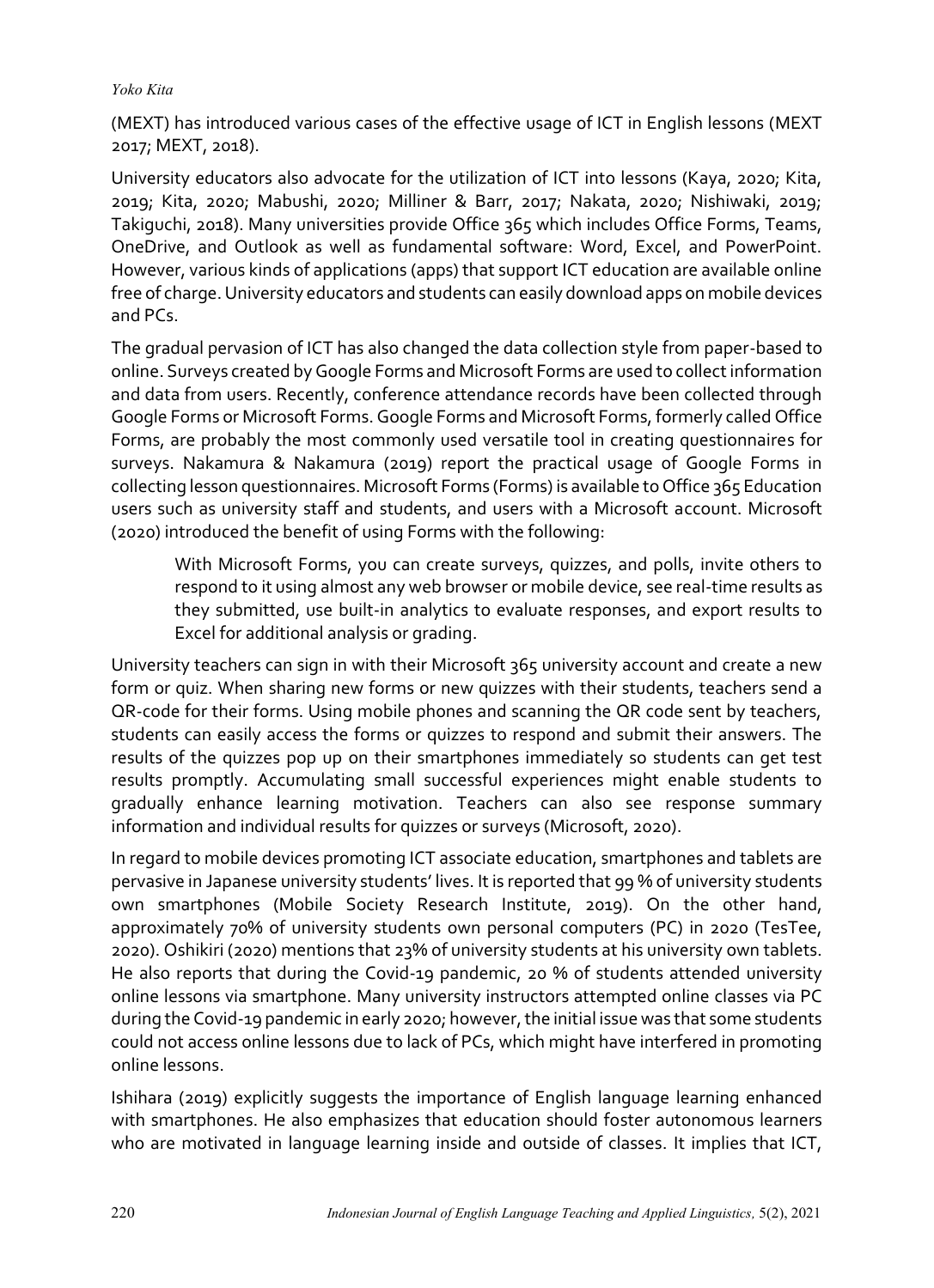(MEXT) has introduced various cases of the effective usage of ICT in English lessons (MEXT 2017; MEXT, 2018).

University educators also advocate for the utilization of ICT into lessons (Kaya, 2020; Kita, 2019; Kita, 2020; Mabushi, 2020; Milliner & Barr, 2017; Nakata, 2020; Nishiwaki, 2019; Takiguchi, 2018). Many universities provide Office 365 which includes Office Forms, Teams, OneDrive, and Outlook as well as fundamental software: Word, Excel, and PowerPoint. However, various kinds of applications (apps) that support ICT education are available online free of charge. University educators and students can easily download apps on mobile devices and PCs.

The gradual pervasion of ICT has also changed the data collection style from paper-based to online. Surveys created by Google Forms and Microsoft Forms are used to collect information and data from users. Recently, conference attendance records have been collected through Google Forms or Microsoft Forms. Google Forms and Microsoft Forms, formerly called Office Forms, are probably the most commonly used versatile tool in creating questionnaires for surveys. Nakamura & Nakamura (2019) report the practical usage of Google Forms in collecting lesson questionnaires. Microsoft Forms (Forms) is available to Office 365 Education users such as university staff and students, and users with a Microsoft account. Microsoft (2020) introduced the benefit of using Forms with the following:

> With Microsoft Forms, you can create surveys, quizzes, and polls, invite others to respond to it using almost any web browser or mobile device, see real-time results as they submitted, use built-in analytics to evaluate responses, and export results to Excel for additional analysis or grading.

University teachers can sign in with their Microsoft 365 university account and create a new form or quiz. When sharing new forms or new quizzes with their students, teachers send a QR-code for their forms. Using mobile phones and scanning the QR code sent by teachers, students can easily access the forms or quizzes to respond and submit their answers. The results of the quizzes pop up on their smartphones immediately so students can get test results promptly. Accumulating small successful experiences might enable students to gradually enhance learning motivation. Teachers can also see response summary information and individual results for quizzes or surveys (Microsoft, 2020).

In regard to mobile devices promoting ICT associate education, smartphones and tablets are pervasive in Japanese university students' lives. It is reported that 99 % of university students own smartphones (Mobile Society Research Institute, 2019). On the other hand, approximately 70% of university students own personal computers (PC) in 2020 (TesTee, 2020). Oshikiri (2020) mentions that 23% of university students at his university own tablets. He also reports that during the Covid-19 pandemic, 20 % of students attended university online lessons via smartphone. Many university instructors attempted online classes via PC during the Covid-19 pandemic in early 2020; however, the initial issue was that some students could not access online lessons due to lack of PCs, which might have interfered in promoting online lessons.

Ishihara (2019) explicitly suggests the importance of English language learning enhanced with smartphones. He also emphasizes that education should foster autonomous learners who are motivated in language learning inside and outside of classes. It implies that ICT,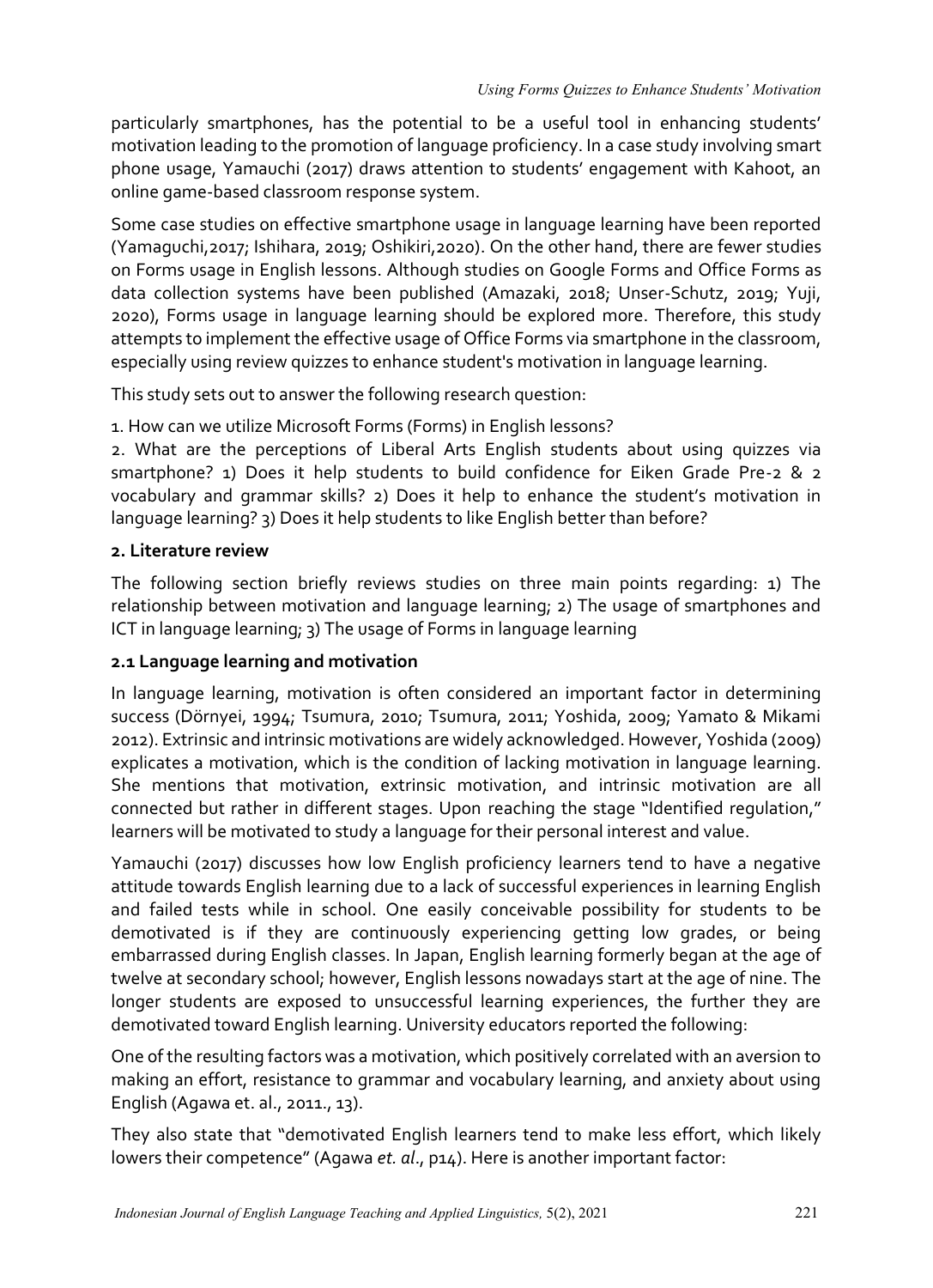particularly smartphones, has the potential to be a useful tool in enhancing students' motivation leading to the promotion of language proficiency. In a case study involving smart phone usage, Yamauchi (2017) draws attention to students' engagement with Kahoot, an online game-based classroom response system.

Some case studies on effective smartphone usage in language learning have been reported (Yamaguchi,2017; Ishihara, 2019; Oshikiri,2020). On the other hand, there are fewer studies on Forms usage in English lessons. Although studies on Google Forms and Office Forms as data collection systems have been published (Amazaki, 2018; Unser-Schutz, 2019; Yuji, 2020), Forms usage in language learning should be explored more. Therefore, this study attempts to implement the effective usage of Office Forms via smartphone in the classroom, especially using review quizzes to enhance student's motivation in language learning.

This study sets out to answer the following research question:

1. How can we utilize Microsoft Forms (Forms) in English lessons?
2. What are the perceptions of Liberal Arts English students about using quizzes via smartphone? 1) Does it help students to build confidence for Eiken Grade Pre-2 & 2 vocabulary and grammar skills? 2) Does it help to enhance the student's motivation in language learning? 3) Does it help students to like English better than before?

## 2. Literature review

The following section briefly reviews studies on three main points regarding: 1) The relationship between motivation and language learning; 2) The usage of smartphones and ICT in language learning; 3) The usage of Forms in language learning

### 2.1 Language learning and motivation

In language learning, motivation is often considered an important factor in determining success (Dörnyei, 1994; Tsumura, 2010; Tsumura, 2011; Yoshida, 2009; Yamato & Mikami 2012). Extrinsic and intrinsic motivations are widely acknowledged. However, Yoshida (2009) explicates a motivation, which is the condition of lacking motivation in language learning. She mentions that motivation, extrinsic motivation, and intrinsic motivation are all connected but rather in different stages. Upon reaching the stage "Identified regulation," learners will be motivated to study a language for their personal interest and value.

Yamauchi (2017) discusses how low English proficiency learners tend to have a negative attitude towards English learning due to a lack of successful experiences in learning English and failed tests while in school. One easily conceivable possibility for students to be demotivated is if they are continuously experiencing getting low grades, or being embarrassed during English classes. In Japan, English learning formerly began at the age of twelve at secondary school; however, English lessons nowadays start at the age of nine. The longer students are exposed to unsuccessful learning experiences, the further they are demotivated toward English learning. University educators reported the following:

One of the resulting factors was a motivation, which positively correlated with an aversion to making an effort, resistance to grammar and vocabulary learning, and anxiety about using English (Agawa et. al., 2011., 13).

They also state that "demotivated English learners tend to make less effort, which likely lowers their competence" (Agawa *et. al*., p14). Here is another important factor: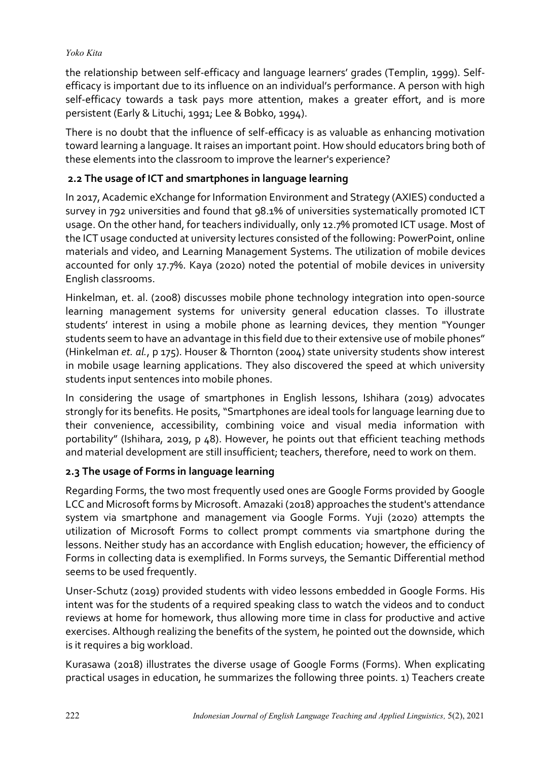the relationship between self-efficacy and language learners' grades (Templin, 1999). Self-efficacy is important due to its influence on an individual's performance. A person with high self-efficacy towards a task pays more attention, makes a greater effort, and is more persistent (Early & Lituchi, 1991; Lee & Bobko, 1994).

There is no doubt that the influence of self-efficacy is as valuable as enhancing motivation toward learning a language. It raises an important point. How should educators bring both of these elements into the classroom to improve the learner's experience?

### 2.2 The usage of ICT and smartphones in language learning

In 2017, Academic eXchange for Information Environment and Strategy (AXIES) conducted a survey in 792 universities and found that 98.1% of universities systematically promoted ICT usage. On the other hand, for teachers individually, only 12.7% promoted ICT usage. Most of the ICT usage conducted at university lectures consisted of the following: PowerPoint, online materials and video, and Learning Management Systems. The utilization of mobile devices accounted for only 17.7%. Kaya (2020) noted the potential of mobile devices in university English classrooms.

Hinkelman, et. al. (2008) discusses mobile phone technology integration into open-source learning management systems for university general education classes. To illustrate students' interest in using a mobile phone as learning devices, they mention "Younger students seem to have an advantage in this field due to their extensive use of mobile phones" (Hinkelman *et. al.*, p 175). Houser & Thornton (2004) state university students show interest in mobile usage learning applications. They also discovered the speed at which university students input sentences into mobile phones.

In considering the usage of smartphones in English lessons, Ishihara (2019) advocates strongly for its benefits. He posits, "Smartphones are ideal tools for language learning due to their convenience, accessibility, combining voice and visual media information with portability" (Ishihara, 2019, p 48). However, he points out that efficient teaching methods and material development are still insufficient; teachers, therefore, need to work on them.

### 2.3 The usage of Forms in language learning

Regarding Forms, the two most frequently used ones are Google Forms provided by Google LCC and Microsoft forms by Microsoft. Amazaki (2018) approaches the student's attendance system via smartphone and management via Google Forms. Yuji (2020) attempts the utilization of Microsoft Forms to collect prompt comments via smartphone during the lessons. Neither study has an accordance with English education; however, the efficiency of Forms in collecting data is exemplified. In Forms surveys, the Semantic Differential method seems to be used frequently.

Unser-Schutz (2019) provided students with video lessons embedded in Google Forms. His intent was for the students of a required speaking class to watch the videos and to conduct reviews at home for homework, thus allowing more time in class for productive and active exercises. Although realizing the benefits of the system, he pointed out the downside, which is it requires a big workload.

Kurasawa (2018) illustrates the diverse usage of Google Forms (Forms). When explicating practical usages in education, he summarizes the following three points. 1) Teachers create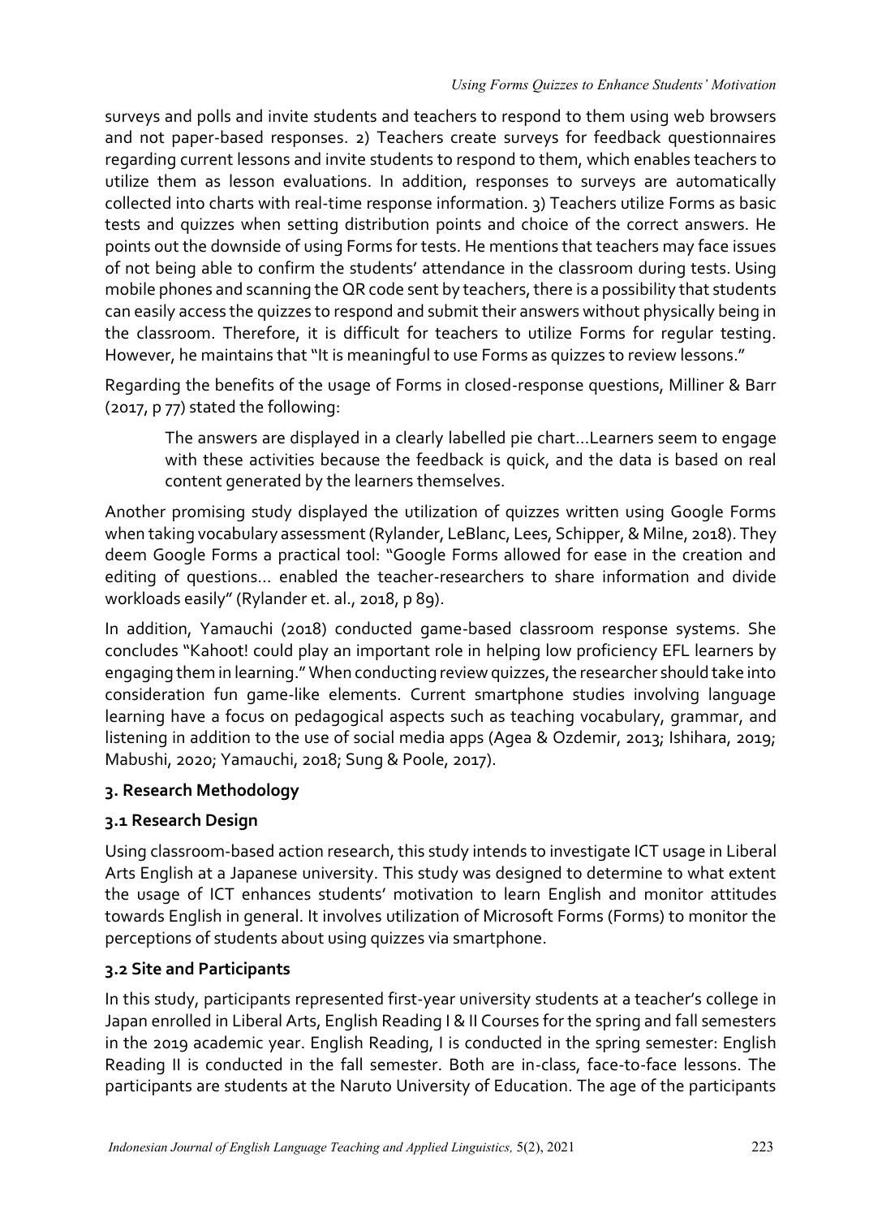surveys and polls and invite students and teachers to respond to them using web browsers and not paper-based responses. 2) Teachers create surveys for feedback questionnaires regarding current lessons and invite students to respond to them, which enables teachers to utilize them as lesson evaluations. In addition, responses to surveys are automatically collected into charts with real-time response information. 3) Teachers utilize Forms as basic tests and quizzes when setting distribution points and choice of the correct answers. He points out the downside of using Forms for tests. He mentions that teachers may face issues of not being able to confirm the students' attendance in the classroom during tests. Using mobile phones and scanning the QR code sent by teachers, there is a possibility that students can easily access the quizzes to respond and submit their answers without physically being in the classroom. Therefore, it is difficult for teachers to utilize Forms for regular testing. However, he maintains that "It is meaningful to use Forms as quizzes to review lessons."

Regarding the benefits of the usage of Forms in closed-response questions, Milliner & Barr (2017, p 77) stated the following:

> The answers are displayed in a clearly labelled pie chart…Learners seem to engage with these activities because the feedback is quick, and the data is based on real content generated by the learners themselves.

Another promising study displayed the utilization of quizzes written using Google Forms when taking vocabulary assessment (Rylander, LeBlanc, Lees, Schipper, & Milne, 2018). They deem Google Forms a practical tool: "Google Forms allowed for ease in the creation and editing of questions… enabled the teacher-researchers to share information and divide workloads easily" (Rylander et. al., 2018, p 89).

In addition, Yamauchi (2018) conducted game-based classroom response systems. She concludes "Kahoot! could play an important role in helping low proficiency EFL learners by engaging them in learning." When conducting review quizzes, the researcher should take into consideration fun game-like elements. Current smartphone studies involving language learning have a focus on pedagogical aspects such as teaching vocabulary, grammar, and listening in addition to the use of social media apps (Agea & Ozdemir, 2013; Ishihara, 2019; Mabushi, 2020; Yamauchi, 2018; Sung & Poole, 2017).

## 3. Research Methodology

### 3.1 Research Design

Using classroom-based action research, this study intends to investigate ICT usage in Liberal Arts English at a Japanese university. This study was designed to determine to what extent the usage of ICT enhances students' motivation to learn English and monitor attitudes towards English in general. It involves utilization of Microsoft Forms (Forms) to monitor the perceptions of students about using quizzes via smartphone.

### 3.2 Site and Participants

In this study, participants represented first-year university students at a teacher's college in Japan enrolled in Liberal Arts, English Reading I & II Courses for the spring and fall semesters in the 2019 academic year. English Reading, I is conducted in the spring semester: English Reading II is conducted in the fall semester. Both are in-class, face-to-face lessons. The participants are students at the Naruto University of Education. The age of the participants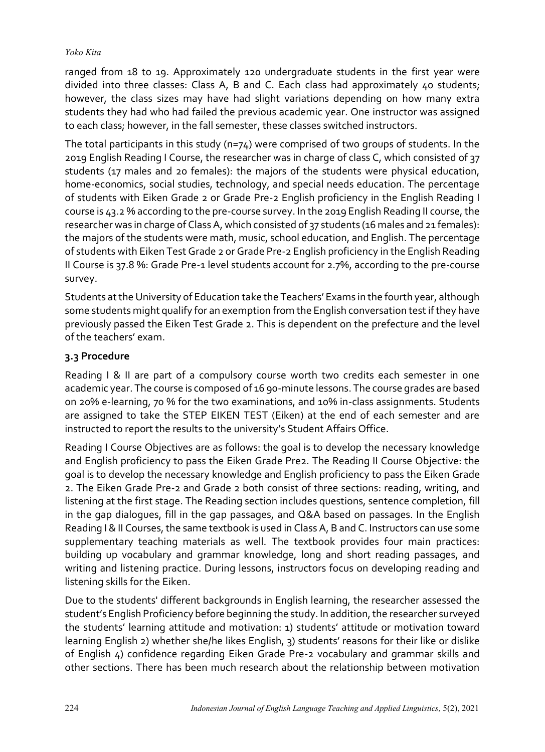ranged from 18 to 19. Approximately 120 undergraduate students in the first year were divided into three classes: Class A, B and C. Each class had approximately 40 students; however, the class sizes may have had slight variations depending on how many extra students they had who had failed the previous academic year. One instructor was assigned to each class; however, in the fall semester, these classes switched instructors.

The total participants in this study (n=74) were comprised of two groups of students. In the 2019 English Reading I Course, the researcher was in charge of class C, which consisted of 37 students (17 males and 20 females): the majors of the students were physical education, home-economics, social studies, technology, and special needs education. The percentage of students with Eiken Grade 2 or Grade Pre-2 English proficiency in the English Reading I course is 43.2 % according to the pre-course survey. In the 2019 English Reading II course, the researcher was in charge of Class A, which consisted of 37 students (16 males and 21 females): the majors of the students were math, music, school education, and English. The percentage of students with Eiken Test Grade 2 or Grade Pre-2 English proficiency in the English Reading II Course is 37.8 %: Grade Pre-1 level students account for 2.7%, according to the pre-course survey.

Students at the University of Education take the Teachers' Exams in the fourth year, although some students might qualify for an exemption from the English conversation test if they have previously passed the Eiken Test Grade 2. This is dependent on the prefecture and the level of the teachers' exam.

### 3.3 Procedure

Reading I & II are part of a compulsory course worth two credits each semester in one academic year. The course is composed of 16 90-minute lessons. The course grades are based on 20% e-learning, 70 % for the two examinations, and 10% in-class assignments. Students are assigned to take the STEP EIKEN TEST (Eiken) at the end of each semester and are instructed to report the results to the university's Student Affairs Office.

Reading I Course Objectives are as follows: the goal is to develop the necessary knowledge and English proficiency to pass the Eiken Grade Pre2. The Reading II Course Objective: the goal is to develop the necessary knowledge and English proficiency to pass the Eiken Grade 2. The Eiken Grade Pre-2 and Grade 2 both consist of three sections: reading, writing, and listening at the first stage. The Reading section includes questions, sentence completion, fill in the gap dialogues, fill in the gap passages, and Q&A based on passages. In the English Reading I & II Courses, the same textbook is used in Class A, B and C. Instructors can use some supplementary teaching materials as well. The textbook provides four main practices: building up vocabulary and grammar knowledge, long and short reading passages, and writing and listening practice. During lessons, instructors focus on developing reading and listening skills for the Eiken.

Due to the students' different backgrounds in English learning, the researcher assessed the student's English Proficiency before beginning the study. In addition, the researcher surveyed the students' learning attitude and motivation: 1) students' attitude or motivation toward learning English 2) whether she/he likes English, 3) students' reasons for their like or dislike of English 4) confidence regarding Eiken Grade Pre-2 vocabulary and grammar skills and other sections. There has been much research about the relationship between motivation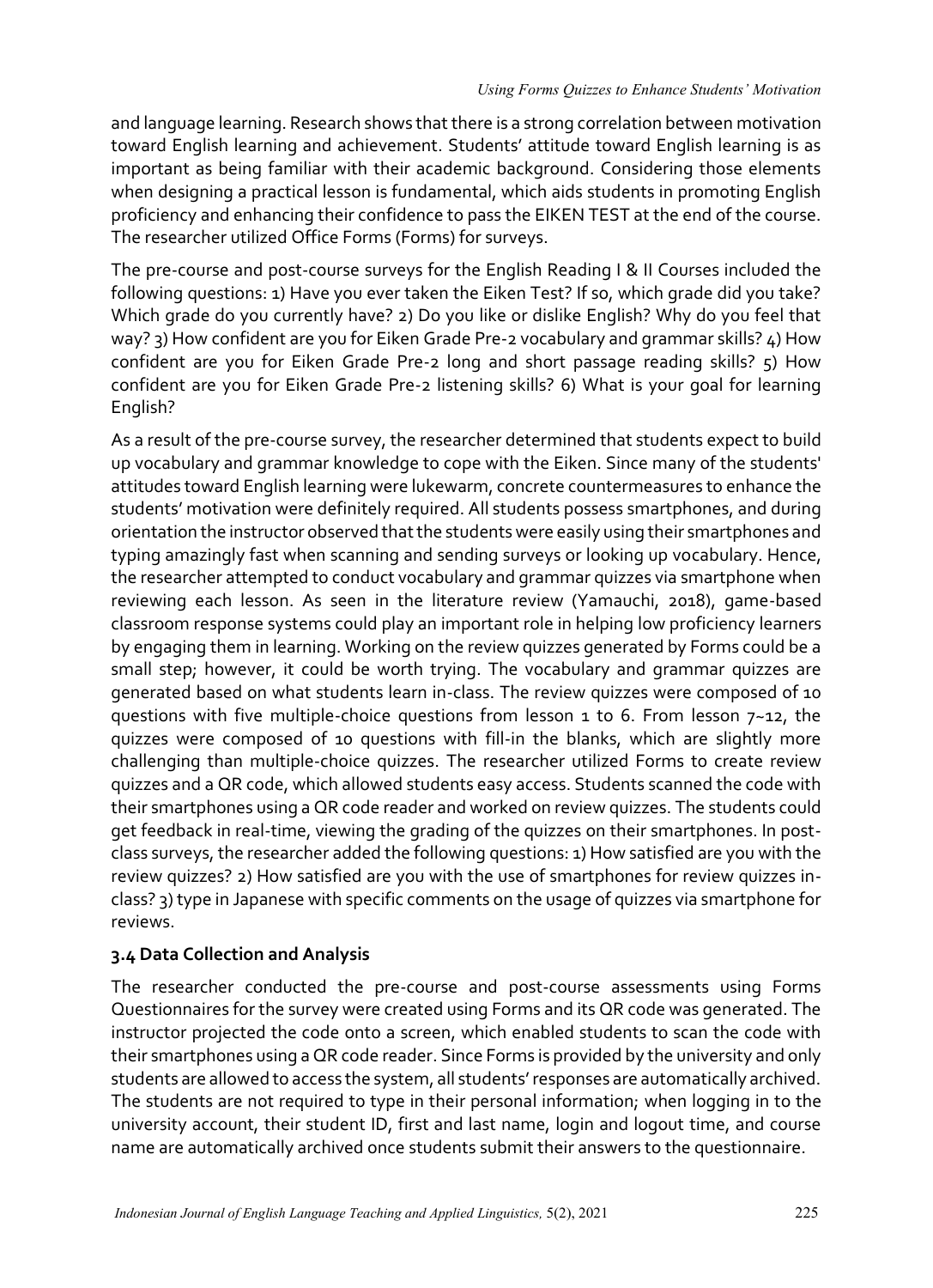and language learning. Research shows that there is a strong correlation between motivation toward English learning and achievement. Students' attitude toward English learning is as important as being familiar with their academic background. Considering those elements when designing a practical lesson is fundamental, which aids students in promoting English proficiency and enhancing their confidence to pass the EIKEN TEST at the end of the course. The researcher utilized Office Forms (Forms) for surveys.

The pre-course and post-course surveys for the English Reading I & II Courses included the following questions: 1) Have you ever taken the Eiken Test? If so, which grade did you take? Which grade do you currently have? 2) Do you like or dislike English? Why do you feel that way? 3) How confident are you for Eiken Grade Pre-2 vocabulary and grammar skills? 4) How confident are you for Eiken Grade Pre-2 long and short passage reading skills? 5) How confident are you for Eiken Grade Pre-2 listening skills? 6) What is your goal for learning English?

As a result of the pre-course survey, the researcher determined that students expect to build up vocabulary and grammar knowledge to cope with the Eiken. Since many of the students' attitudes toward English learning were lukewarm, concrete countermeasures to enhance the students' motivation were definitely required. All students possess smartphones, and during orientation the instructor observed that the students were easily using their smartphones and typing amazingly fast when scanning and sending surveys or looking up vocabulary. Hence, the researcher attempted to conduct vocabulary and grammar quizzes via smartphone when reviewing each lesson. As seen in the literature review (Yamauchi, 2018), game-based classroom response systems could play an important role in helping low proficiency learners by engaging them in learning. Working on the review quizzes generated by Forms could be a small step; however, it could be worth trying. The vocabulary and grammar quizzes are generated based on what students learn in-class. The review quizzes were composed of 10 questions with five multiple-choice questions from lesson 1 to 6. From lesson 7~12, the quizzes were composed of 10 questions with fill-in the blanks, which are slightly more challenging than multiple-choice quizzes. The researcher utilized Forms to create review quizzes and a QR code, which allowed students easy access. Students scanned the code with their smartphones using a QR code reader and worked on review quizzes. The students could get feedback in real-time, viewing the grading of the quizzes on their smartphones. In post-class surveys, the researcher added the following questions: 1) How satisfied are you with the review quizzes? 2) How satisfied are you with the use of smartphones for review quizzes in-class? 3) type in Japanese with specific comments on the usage of quizzes via smartphone for reviews.

### 3.4 Data Collection and Analysis

The researcher conducted the pre-course and post-course assessments using Forms Questionnaires for the survey were created using Forms and its QR code was generated. The instructor projected the code onto a screen, which enabled students to scan the code with their smartphones using a QR code reader. Since Forms is provided by the university and only students are allowed to access the system, all students' responses are automatically archived. The students are not required to type in their personal information; when logging in to the university account, their student ID, first and last name, login and logout time, and course name are automatically archived once students submit their answers to the questionnaire.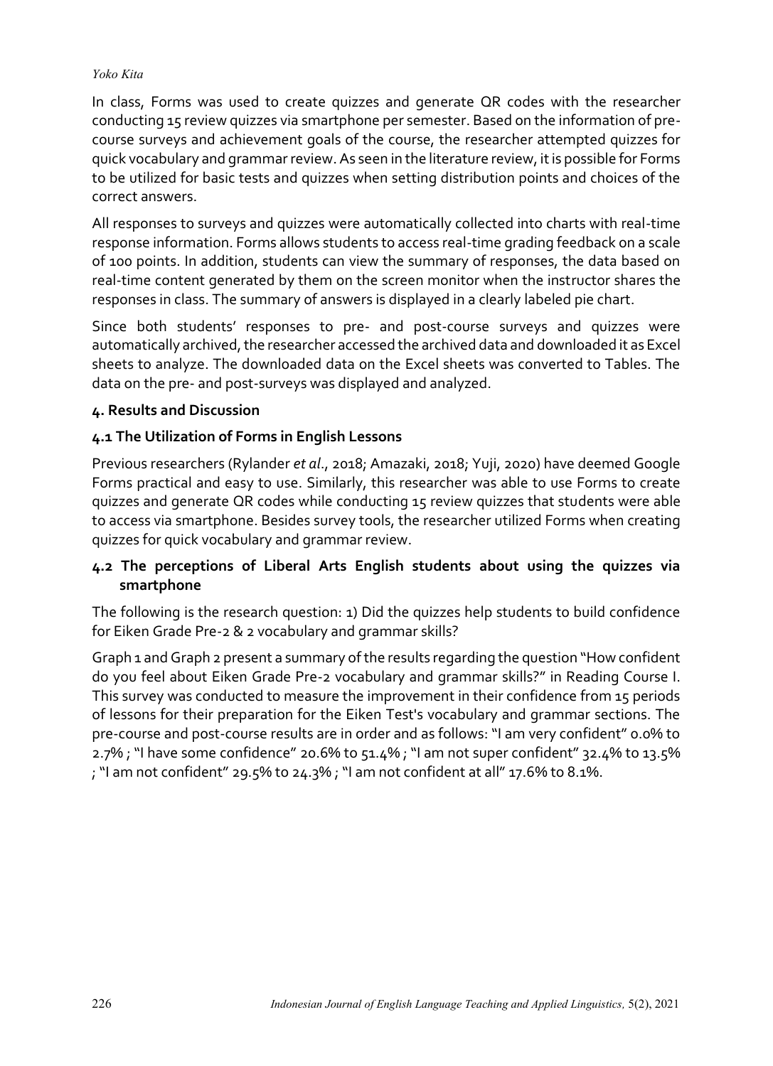In class, Forms was used to create quizzes and generate QR codes with the researcher conducting 15 review quizzes via smartphone per semester. Based on the information of pre-course surveys and achievement goals of the course, the researcher attempted quizzes for quick vocabulary and grammar review. As seen in the literature review, it is possible for Forms to be utilized for basic tests and quizzes when setting distribution points and choices of the correct answers.

All responses to surveys and quizzes were automatically collected into charts with real-time response information. Forms allows students to access real-time grading feedback on a scale of 100 points. In addition, students can view the summary of responses, the data based on real-time content generated by them on the screen monitor when the instructor shares the responses in class. The summary of answers is displayed in a clearly labeled pie chart.

Since both students' responses to pre- and post-course surveys and quizzes were automatically archived, the researcher accessed the archived data and downloaded it as Excel sheets to analyze. The downloaded data on the Excel sheets was converted to Tables. The data on the pre- and post-surveys was displayed and analyzed.

## 4. Results and Discussion

### 4.1 The Utilization of Forms in English Lessons

Previous researchers (Rylander *et al.*, 2018; Amazaki, 2018; Yuji, 2020) have deemed Google Forms practical and easy to use. Similarly, this researcher was able to use Forms to create quizzes and generate QR codes while conducting 15 review quizzes that students were able to access via smartphone. Besides survey tools, the researcher utilized Forms when creating quizzes for quick vocabulary and grammar review.

### 4.2 The perceptions of Liberal Arts English students about using the quizzes via smartphone

The following is the research question: 1) Did the quizzes help students to build confidence for Eiken Grade Pre-2 & 2 vocabulary and grammar skills?

Graph 1 and Graph 2 present a summary of the results regarding the question "How confident do you feel about Eiken Grade Pre-2 vocabulary and grammar skills?" in Reading Course I. This survey was conducted to measure the improvement in their confidence from 15 periods of lessons for their preparation for the Eiken Test's vocabulary and grammar sections. The pre-course and post-course results are in order and as follows: "I am very confident" 0.0% to 2.7% ; "I have some confidence" 20.6% to 51.4% ; "I am not super confident" 32.4% to 13.5% ; "I am not confident" 29.5% to 24.3% ; "I am not confident at all" 17.6% to 8.1%.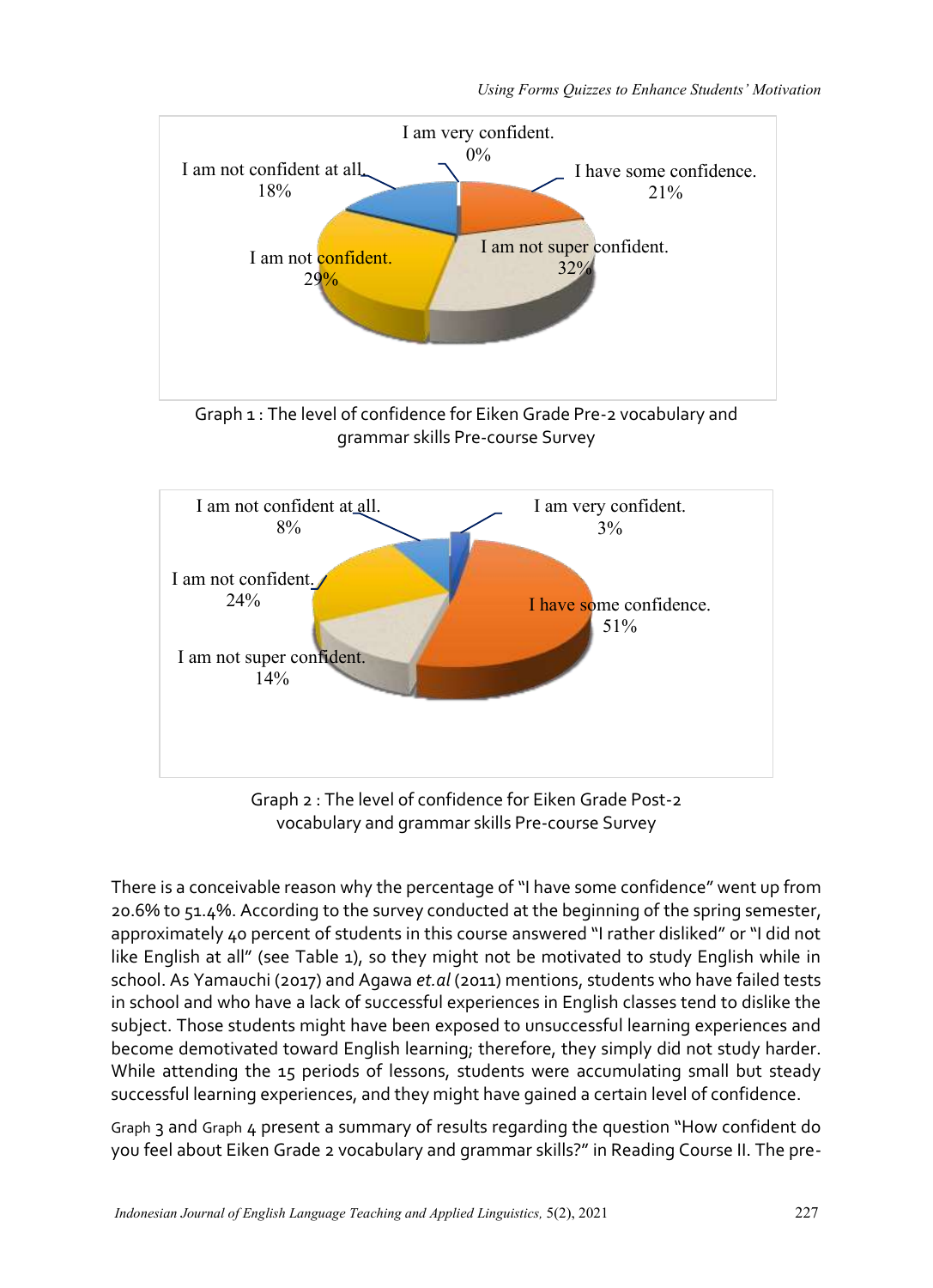Graph 1 : The level of confidence for Eiken Grade Pre-2 vocabulary and grammar skills Pre-course Survey

Graph 2 : The level of confidence for Eiken Grade Post-2 vocabulary and grammar skills Pre-course Survey

There is a conceivable reason why the percentage of "I have some confidence" went up from 20.6% to 51.4%. According to the survey conducted at the beginning of the spring semester, approximately 40 percent of students in this course answered "I rather disliked" or "I did not like English at all" (see Table 1), so they might not be motivated to study English while in school. As Yamauchi (2017) and Agawa *et.al* (2011) mentions, students who have failed tests in school and who have a lack of successful experiences in English classes tend to dislike the subject. Those students might have been exposed to unsuccessful learning experiences and become demotivated toward English learning; therefore, they simply did not study harder. While attending the 15 periods of lessons, students were accumulating small but steady successful learning experiences, and they might have gained a certain level of confidence.

Graph 3 and Graph 4 present a summary of results regarding the question "How confident do you feel about Eiken Grade 2 vocabulary and grammar skills?" in Reading Course II. The pre-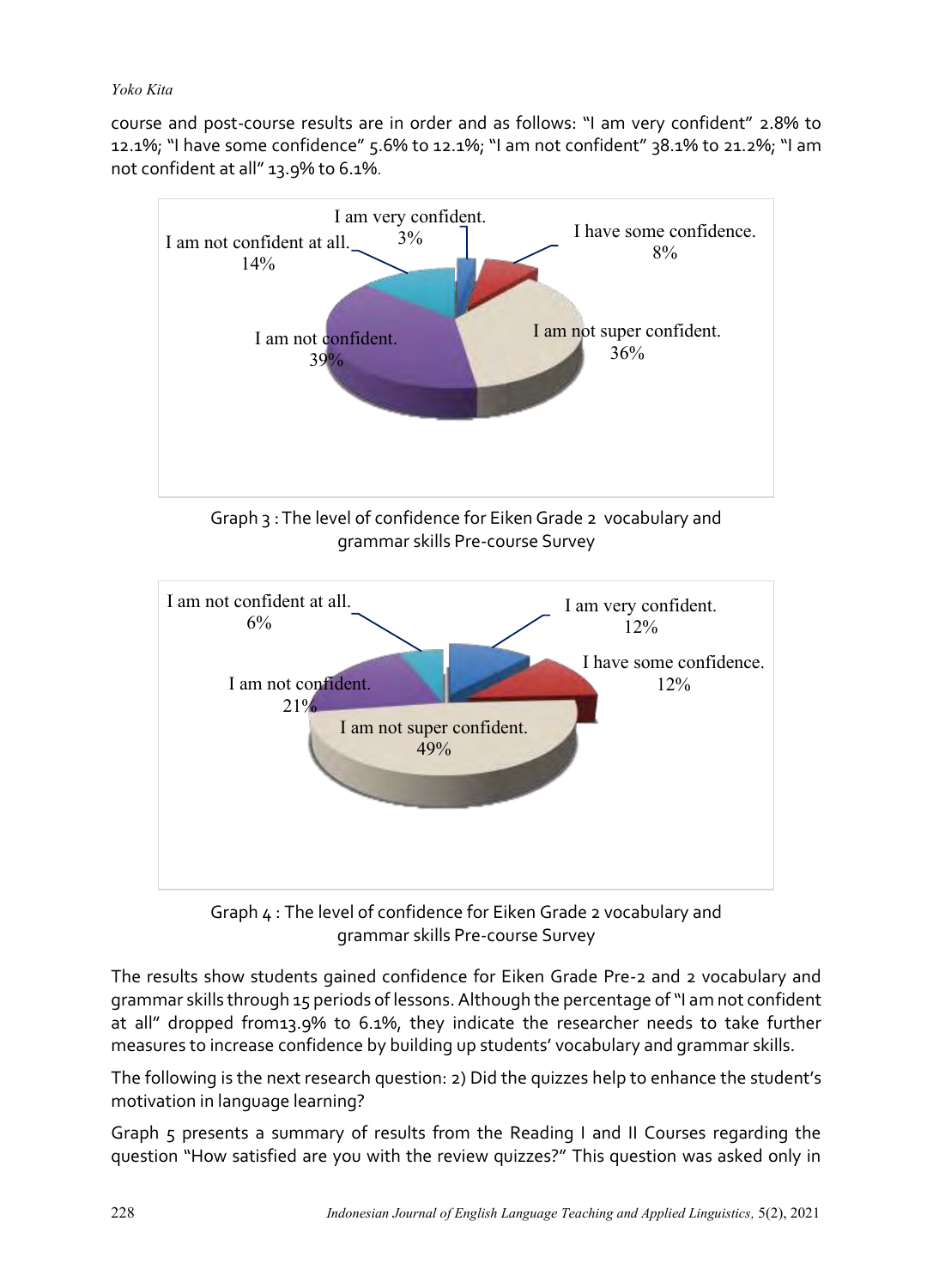course and post-course results are in order and as follows: "I am very confident" 2.8% to 12.1%; "I have some confidence" 5.6% to 12.1%; "I am not confident" 38.1% to 21.2%; "I am not confident at all" 13.9% to 6.1%.

Graph 3 : The level of confidence for Eiken Grade 2 vocabulary and grammar skills Pre-course Survey

Graph 4 : The level of confidence for Eiken Grade 2 vocabulary and grammar skills Pre-course Survey

The results show students gained confidence for Eiken Grade Pre-2 and 2 vocabulary and grammar skills through 15 periods of lessons. Although the percentage of "I am not confident at all" dropped from13.9% to 6.1%, they indicate the researcher needs to take further measures to increase confidence by building up students' vocabulary and grammar skills.

The following is the next research question: 2) Did the quizzes help to enhance the student's motivation in language learning?

Graph 5 presents a summary of results from the Reading I and II Courses regarding the question "How satisfied are you with the review quizzes?" This question was asked only in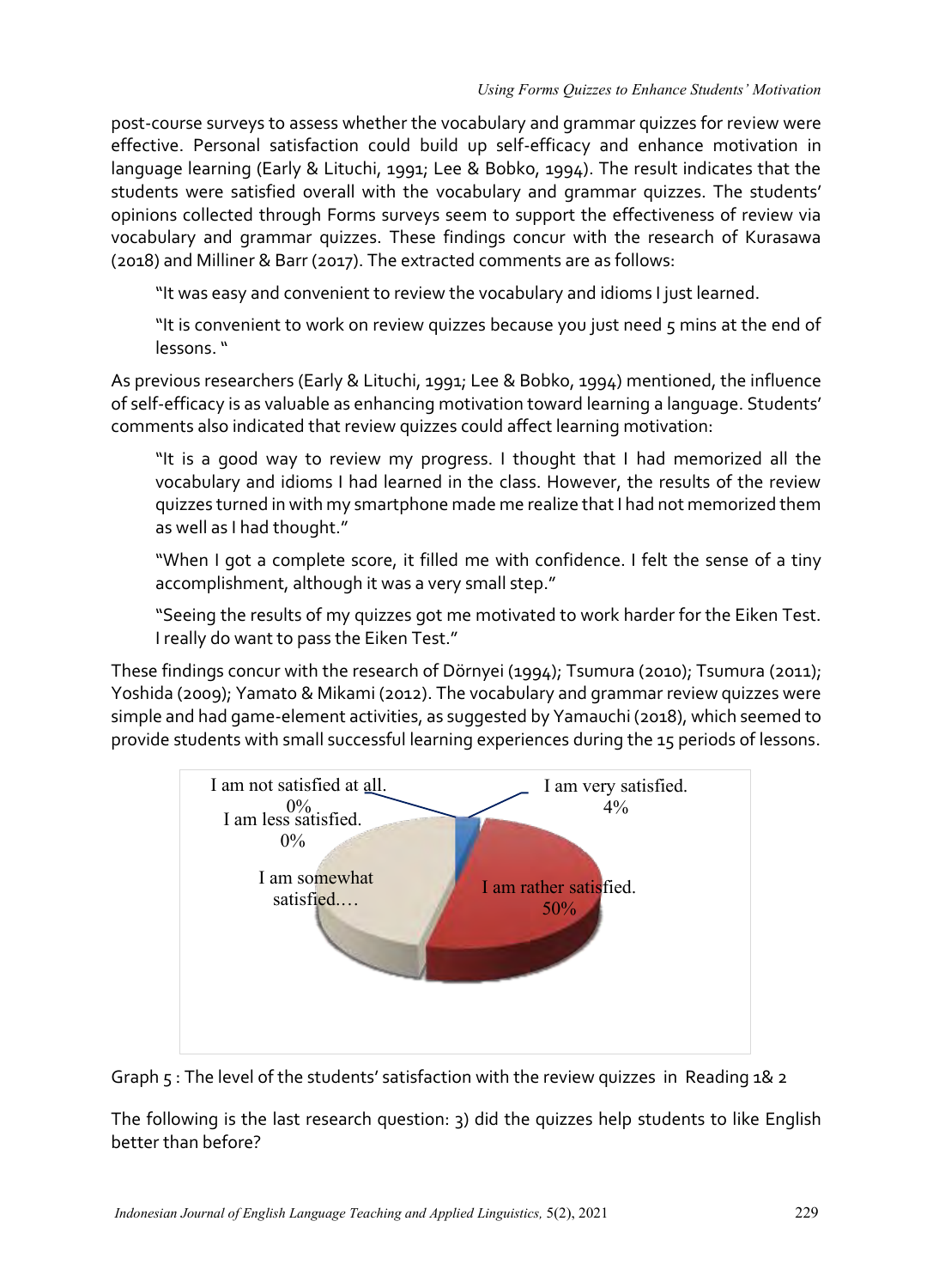post-course surveys to assess whether the vocabulary and grammar quizzes for review were effective. Personal satisfaction could build up self-efficacy and enhance motivation in language learning (Early & Lituchi, 1991; Lee & Bobko, 1994). The result indicates that the students were satisfied overall with the vocabulary and grammar quizzes. The students' opinions collected through Forms surveys seem to support the effectiveness of review via vocabulary and grammar quizzes. These findings concur with the research of Kurasawa (2018) and Milliner & Barr (2017). The extracted comments are as follows:

> "It was easy and convenient to review the vocabulary and idioms I just learned.
>
> "It is convenient to work on review quizzes because you just need 5 mins at the end of lessons. "

As previous researchers (Early & Lituchi, 1991; Lee & Bobko, 1994) mentioned, the influence of self-efficacy is as valuable as enhancing motivation toward learning a language. Students' comments also indicated that review quizzes could affect learning motivation:

> "It is a good way to review my progress. I thought that I had memorized all the vocabulary and idioms I had learned in the class. However, the results of the review quizzes turned in with my smartphone made me realize that I had not memorized them as well as I had thought."
>
> "When I got a complete score, it filled me with confidence. I felt the sense of a tiny accomplishment, although it was a very small step."
>
> "Seeing the results of my quizzes got me motivated to work harder for the Eiken Test. I really do want to pass the Eiken Test."

These findings concur with the research of Dörnyei (1994); Tsumura (2010); Tsumura (2011); Yoshida (2009); Yamato & Mikami (2012). The vocabulary and grammar review quizzes were simple and had game-element activities, as suggested by Yamauchi (2018), which seemed to provide students with small successful learning experiences during the 15 periods of lessons.

I am not satisfied at all. 0%
I am less satisfied. 0%
I am very satisfied. 4%
I am somewhat satisfied.…
I am rather satisfied. 50%

Graph 5 : The level of the students' satisfaction with the review quizzes in Reading 1& 2

The following is the last research question: 3) did the quizzes help students to like English better than before?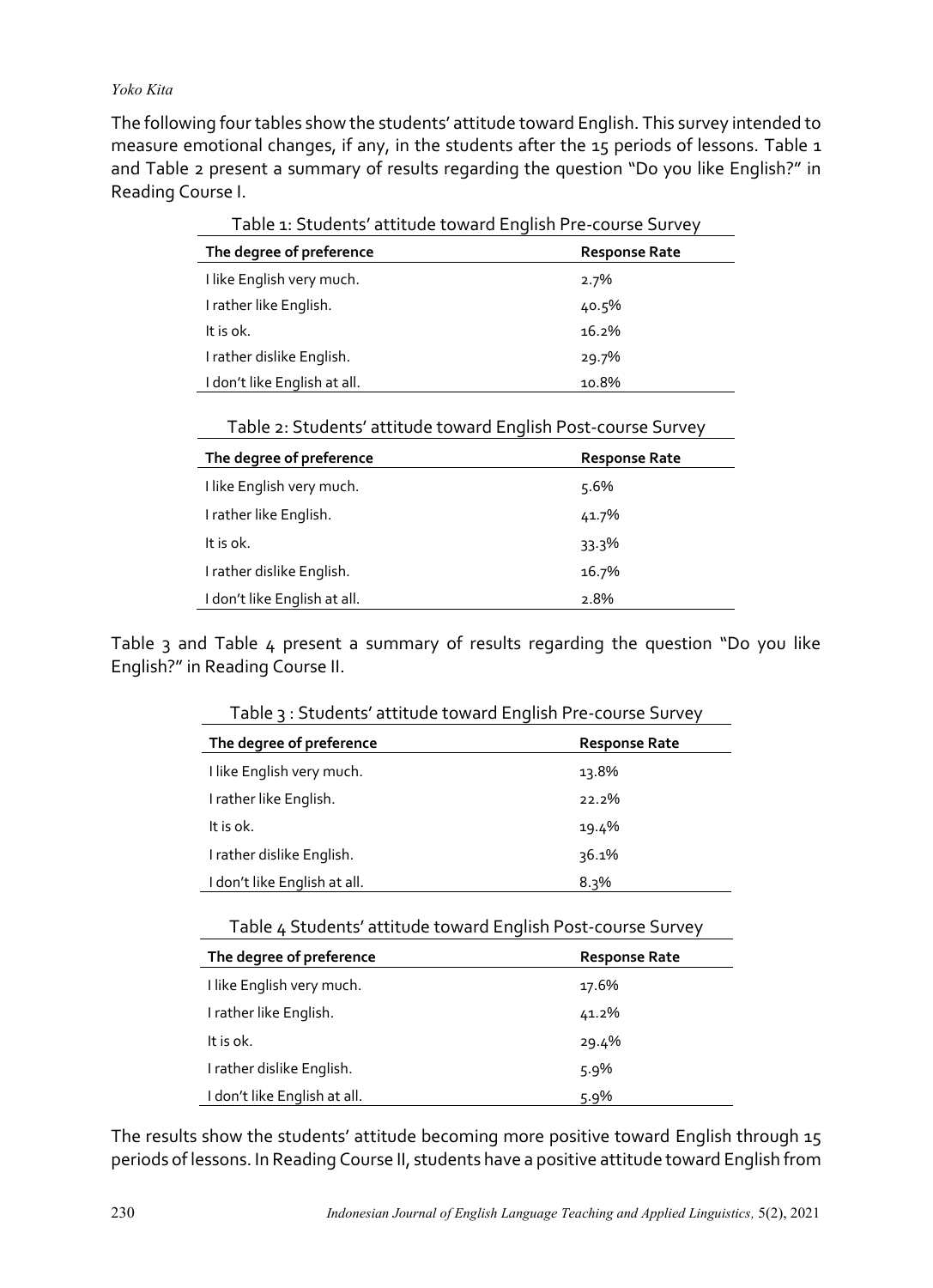The following four tables show the students' attitude toward English. This survey intended to measure emotional changes, if any, in the students after the 15 periods of lessons. Table 1 and Table 2 present a summary of results regarding the question "Do you like English?" in Reading Course I.

Table 1: Students' attitude toward English Pre-course Survey

| The degree of preference | Response Rate |
|---|---|
| I like English very much. | 2.7% |
| I rather like English. | 40.5% |
| It is ok. | 16.2% |
| I rather dislike English. | 29.7% |
| I don't like English at all. | 10.8% |

Table 2: Students' attitude toward English Post-course Survey

| The degree of preference | Response Rate |
|---|---|
| I like English very much. | 5.6% |
| I rather like English. | 41.7% |
| It is ok. | 33.3% |
| I rather dislike English. | 16.7% |
| I don't like English at all. | 2.8% |

Table 3 and Table 4 present a summary of results regarding the question "Do you like English?" in Reading Course II.

Table 3 : Students' attitude toward English Pre-course Survey

| The degree of preference | Response Rate |
|---|---|
| I like English very much. | 13.8% |
| I rather like English. | 22.2% |
| It is ok. | 19.4% |
| I rather dislike English. | 36.1% |
| I don't like English at all. | 8.3% |

Table 4 Students' attitude toward English Post-course Survey

| The degree of preference | Response Rate |
|---|---|
| I like English very much. | 17.6% |
| I rather like English. | 41.2% |
| It is ok. | 29.4% |
| I rather dislike English. | 5.9% |
| I don't like English at all. | 5.9% |

The results show the students' attitude becoming more positive toward English through 15 periods of lessons. In Reading Course II, students have a positive attitude toward English from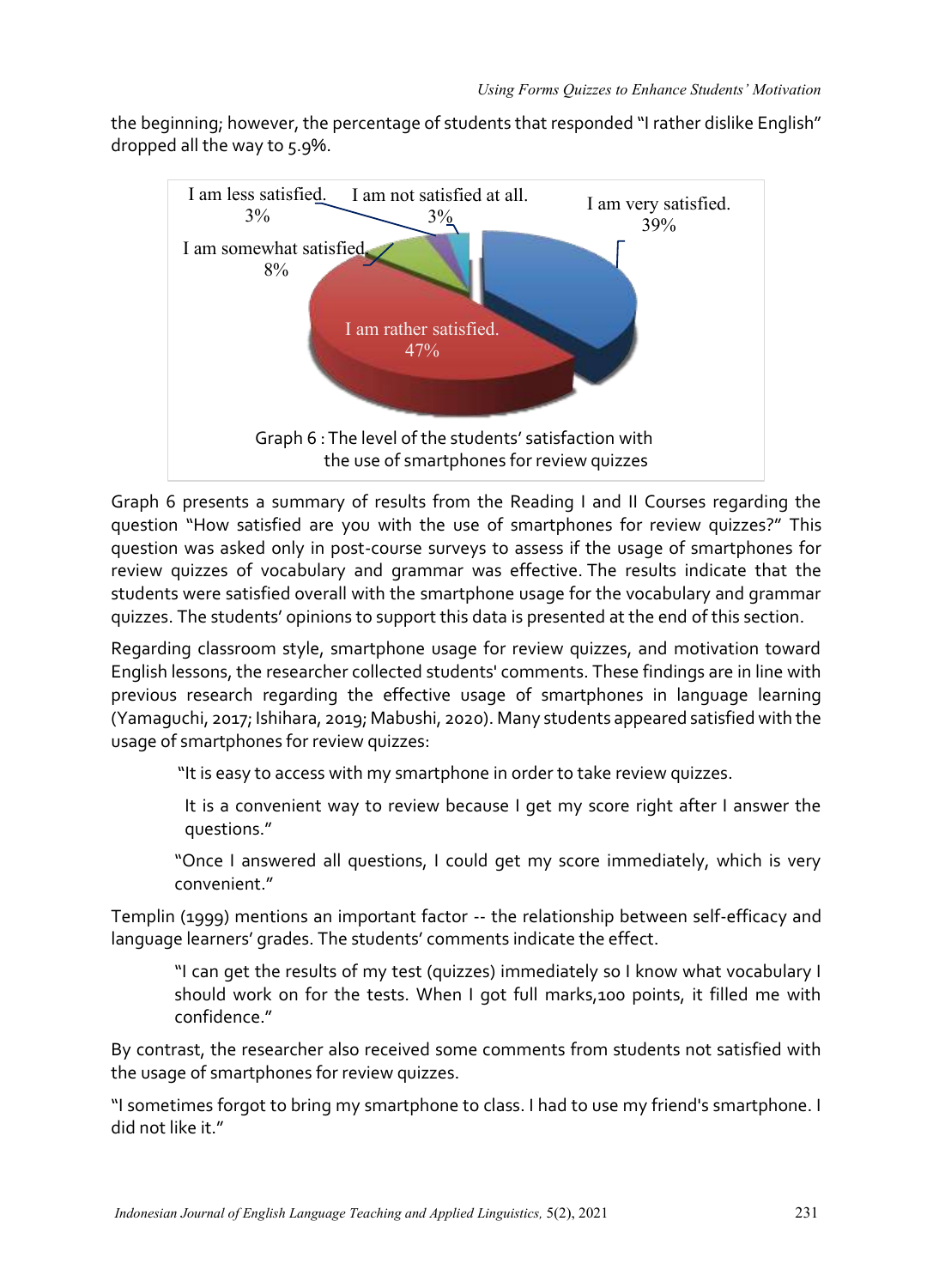the beginning; however, the percentage of students that responded "I rather dislike English" dropped all the way to 5.9%.

Graph 6 : The level of the students' satisfaction with the use of smartphones for review quizzes

Graph 6 presents a summary of results from the Reading I and II Courses regarding the question "How satisfied are you with the use of smartphones for review quizzes?" This question was asked only in post-course surveys to assess if the usage of smartphones for review quizzes of vocabulary and grammar was effective. The results indicate that the students were satisfied overall with the smartphone usage for the vocabulary and grammar quizzes. The students' opinions to support this data is presented at the end of this section.

Regarding classroom style, smartphone usage for review quizzes, and motivation toward English lessons, the researcher collected students' comments. These findings are in line with previous research regarding the effective usage of smartphones in language learning (Yamaguchi, 2017; Ishihara, 2019; Mabushi, 2020). Many students appeared satisfied with the usage of smartphones for review quizzes:

> "It is easy to access with my smartphone in order to take review quizzes.
>
> It is a convenient way to review because I get my score right after I answer the questions."
>
> "Once I answered all questions, I could get my score immediately, which is very convenient."

Templin (1999) mentions an important factor -- the relationship between self-efficacy and language learners' grades. The students' comments indicate the effect.

> "I can get the results of my test (quizzes) immediately so I know what vocabulary I should work on for the tests. When I got full marks,100 points, it filled me with confidence."

By contrast, the researcher also received some comments from students not satisfied with the usage of smartphones for review quizzes.

"I sometimes forgot to bring my smartphone to class. I had to use my friend's smartphone. I did not like it."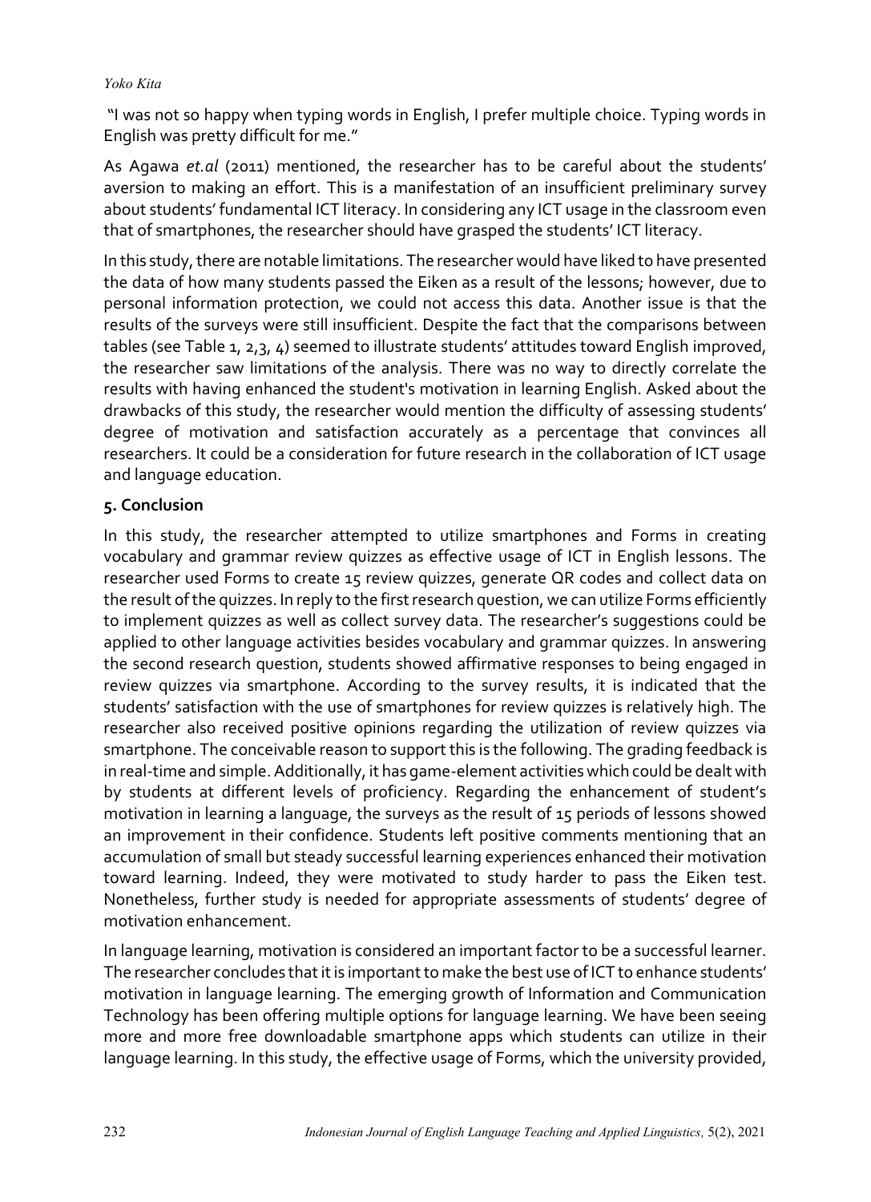"I was not so happy when typing words in English, I prefer multiple choice. Typing words in English was pretty difficult for me."

As Agawa *et.al* (2011) mentioned, the researcher has to be careful about the students' aversion to making an effort. This is a manifestation of an insufficient preliminary survey about students' fundamental ICT literacy. In considering any ICT usage in the classroom even that of smartphones, the researcher should have grasped the students' ICT literacy.

In this study, there are notable limitations. The researcher would have liked to have presented the data of how many students passed the Eiken as a result of the lessons; however, due to personal information protection, we could not access this data. Another issue is that the results of the surveys were still insufficient. Despite the fact that the comparisons between tables (see Table 1, 2,3, 4) seemed to illustrate students' attitudes toward English improved, the researcher saw limitations of the analysis. There was no way to directly correlate the results with having enhanced the student's motivation in learning English. Asked about the drawbacks of this study, the researcher would mention the difficulty of assessing students' degree of motivation and satisfaction accurately as a percentage that convinces all researchers. It could be a consideration for future research in the collaboration of ICT usage and language education.

## 5. Conclusion

In this study, the researcher attempted to utilize smartphones and Forms in creating vocabulary and grammar review quizzes as effective usage of ICT in English lessons. The researcher used Forms to create 15 review quizzes, generate QR codes and collect data on the result of the quizzes. In reply to the first research question, we can utilize Forms efficiently to implement quizzes as well as collect survey data. The researcher's suggestions could be applied to other language activities besides vocabulary and grammar quizzes. In answering the second research question, students showed affirmative responses to being engaged in review quizzes via smartphone. According to the survey results, it is indicated that the students' satisfaction with the use of smartphones for review quizzes is relatively high. The researcher also received positive opinions regarding the utilization of review quizzes via smartphone. The conceivable reason to support this is the following. The grading feedback is in real-time and simple. Additionally, it has game-element activities which could be dealt with by students at different levels of proficiency. Regarding the enhancement of student's motivation in learning a language, the surveys as the result of 15 periods of lessons showed an improvement in their confidence. Students left positive comments mentioning that an accumulation of small but steady successful learning experiences enhanced their motivation toward learning. Indeed, they were motivated to study harder to pass the Eiken test. Nonetheless, further study is needed for appropriate assessments of students' degree of motivation enhancement.

In language learning, motivation is considered an important factor to be a successful learner. The researcher concludes that it is important to make the best use of ICT to enhance students' motivation in language learning. The emerging growth of Information and Communication Technology has been offering multiple options for language learning. We have been seeing more and more free downloadable smartphone apps which students can utilize in their language learning. In this study, the effective usage of Forms, which the university provided,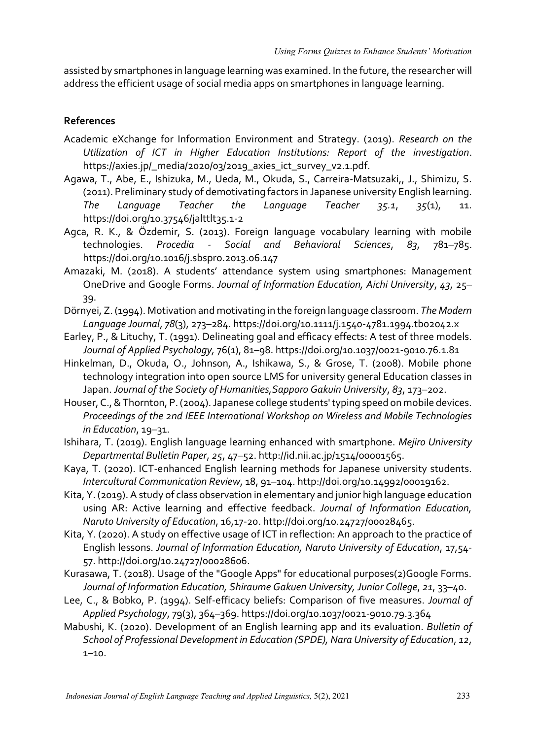assisted by smartphones in language learning was examined. In the future, the researcher will address the efficient usage of social media apps on smartphones in language learning.

## References

Academic eXchange for Information Environment and Strategy. (2019). *Research on the Utilization of ICT in Higher Education Institutions: Report of the investigation*. https://axies.jp/_media/2020/03/2019_axies_ict_survey_v2.1.pdf.

Agawa, T., Abe, E., Ishizuka, M., Ueda, M., Okuda, S., Carreira-Matsuzaki,, J., Shimizu, S. (2011). Preliminary study of demotivating factors in Japanese university English learning. *The Language Teacher the Language Teacher 35.1*, *35*(1), 11. https://doi.org/10.37546/jalttlt35.1-2

Agca, R. K., & Özdemir, S. (2013). Foreign language vocabulary learning with mobile technologies. *Procedia - Social and Behavioral Sciences*, *83*, 781–785. https://doi.org/10.1016/j.sbspro.2013.06.147

Amazaki, M. (2018). A students' attendance system using smartphones: Management OneDrive and Google Forms. *Journal of Information Education, Aichi University*, *43*, 25–39.

Dörnyei, Z. (1994). Motivation and motivating in the foreign language classroom. *The Modern Language Journal*, *78*(3), 273–284. https://doi.org/10.1111/j.1540-4781.1994.tb02042.x

Earley, P., & Lituchy, T. (1991). Delineating goal and efficacy effects: A test of three models. *Journal of Applied Psychology*, 76(1), 81–98. https://doi.org/10.1037/0021-9010.76.1.81

Hinkelman, D., Okuda, O., Johnson, A., Ishikawa, S., & Grose, T. (2008). Mobile phone technology integration into open source LMS for university general Education classes in Japan. *Journal of the Society of Humanities,Sapporo Gakuin University*, *83*, 173–202.

Houser, C., & Thornton, P. (2004). Japanese college students' typing speed on mobile devices. *Proceedings of the 2nd IEEE International Workshop on Wireless and Mobile Technologies in Education*, 19–31.

Ishihara, T. (2019). English language learning enhanced with smartphone. *Mejiro University Departmental Bulletin Paper*, *25*, 47–52. http://id.nii.ac.jp/1514/00001565.

Kaya, T. (2020). ICT-enhanced English learning methods for Japanese university students. *Intercultural Communication Review*, 18, 91–104. http://doi.org/10.14992/00019162.

Kita, Y. (2019). A study of class observation in elementary and junior high language education using AR: Active learning and effective feedback. *Journal of Information Education, Naruto University of Education*, 16,17-20. http://doi.org/10.24727/00028465.

Kita, Y. (2020). A study on effective usage of ICT in reflection: An approach to the practice of English lessons. *Journal of Information Education, Naruto University of Education*, 17,54-57. http://doi.org/10.24727/00028606.

Kurasawa, T. (2018). Usage of the "Google Apps" for educational purposes(2)Google Forms. *Journal of Information Education, Shiraume Gakuen University, Junior College*, *21*, 33–40.

Lee, C., & Bobko, P. (1994). Self-efficacy beliefs: Comparison of five measures. *Journal of Applied Psychology*, 79(3), 364–369. https://doi.org/10.1037/0021-9010.79.3.364

Mabushi, K. (2020). Development of an English learning app and its evaluation. *Bulletin of School of Professional Development in Education (SPDE), Nara University of Education*, *12*, 1–10.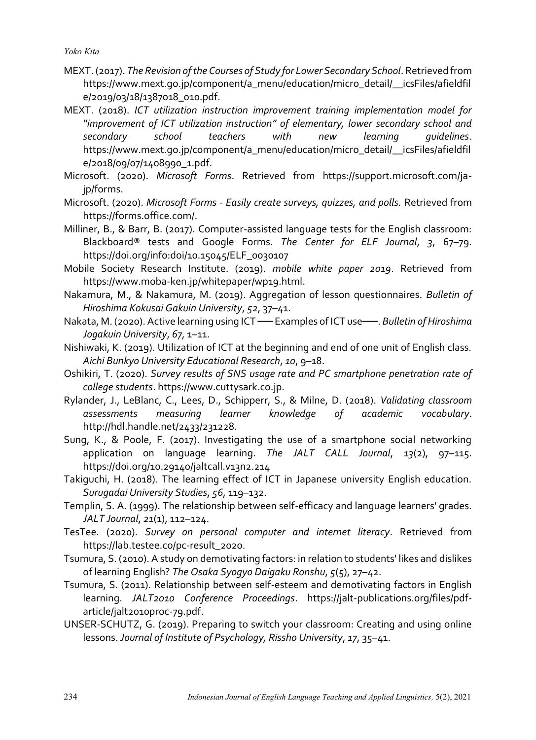MEXT. (2017). *The Revision of the Courses of Study for Lower Secondary School*. Retrieved from https://www.mext.go.jp/component/a_menu/education/micro_detail/__icsFiles/afieldfile/2019/03/18/1387018_010.pdf.

MEXT. (2018). *ICT utilization instruction improvement training implementation model for "improvement of ICT utilization instruction" of elementary, lower secondary school and secondary school teachers with new learning guidelines*. https://www.mext.go.jp/component/a_menu/education/micro_detail/__icsFiles/afieldfile/2018/09/07/1408990_1.pdf.

Microsoft. (2020). *Microsoft Forms*. Retrieved from https://support.microsoft.com/ja-jp/forms.

Microsoft. (2020). *Microsoft Forms - Easily create surveys, quizzes, and polls.* Retrieved from https://forms.office.com/.

Milliner, B., & Barr, B. (2017). Computer-assisted language tests for the English classroom: Blackboard® tests and Google Forms. *The Center for ELF Journal*, *3*, 67–79. https://doi.org/info:doi/10.15045/ELF_0030107

Mobile Society Research Institute. (2019). *mobile white paper 2019*. Retrieved from https://www.moba-ken.jp/whitepaper/wp19.html.

Nakamura, M., & Nakamura, M. (2019). Aggregation of lesson questionnaires. *Bulletin of Hiroshima Kokusai Gakuin University*, *52*, 37–41.

Nakata, M. (2020). Active learning using ICT ── Examples of ICT use──. *Bulletin of Hiroshima Jogakuin University*, *67*, 1–11.

Nishiwaki, K. (2019). Utilization of ICT at the beginning and end of one unit of English class. *Aichi Bunkyo University Educational Research*, *10*, 9–18.

Oshikiri, T. (2020). *Survey results of SNS usage rate and PC smartphone penetration rate of college students*. https://www.cuttysark.co.jp.

Rylander, J., LeBlanc, C., Lees, D., Schipperr, S., & Milne, D. (2018). *Validating classroom assessments measuring learner knowledge of academic vocabulary*. http://hdl.handle.net/2433/231228.

Sung, K., & Poole, F. (2017). Investigating the use of a smartphone social networking application on language learning. *The JALT CALL Journal*, *13*(2), 97–115. https://doi.org/10.29140/jaltcall.v13n2.214

Takiguchi, H. (2018). The learning effect of ICT in Japanese university English education. *Surugadai University Studies*, *56*, 119–132.

Templin, S. A. (1999). The relationship between self-efficacy and language learners' grades. *JALT Journal*, *21*(1), 112–124.

TesTee. (2020). *Survey on personal computer and internet literacy*. Retrieved from https://lab.testee.co/pc-result_2020.

Tsumura, S. (2010). A study on demotivating factors: in relation to students' likes and dislikes of learning English? *The Osaka Syogyo Daigaku Ronshu*, *5*(5), 27–42.

Tsumura, S. (2011). Relationship between self-esteem and demotivating factors in English learning. *JALT2010 Conference Proceedings*. https://jalt-publications.org/files/pdf-article/jalt2010proc-79.pdf.

UNSER-SCHUTZ, G. (2019). Preparing to switch your classroom: Creating and using online lessons. *Journal of Institute of Psychology, Rissho University*, *17*, 35–41.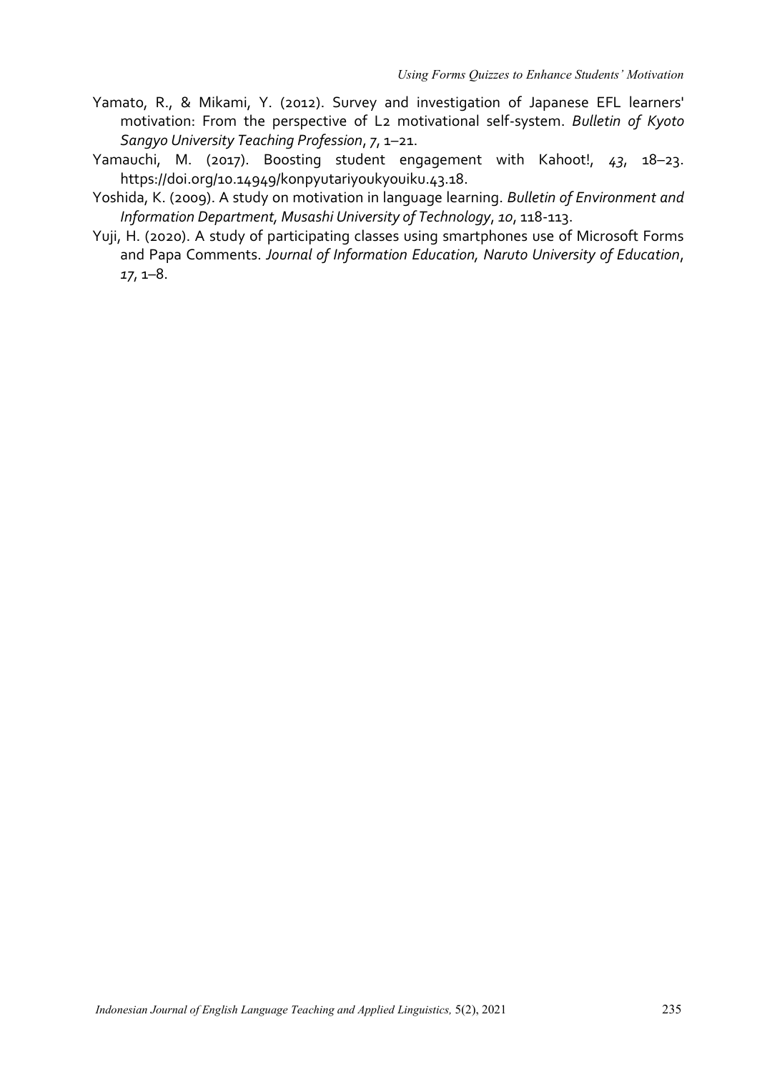Yamato, R., & Mikami, Y. (2012). Survey and investigation of Japanese EFL learners' motivation: From the perspective of L2 motivational self-system. *Bulletin of Kyoto Sangyo University Teaching Profession*, *7*, 1–21.

Yamauchi, M. (2017). Boosting student engagement with Kahoot!, *43*, 18–23. https://doi.org/10.14949/konpyutariyoukyouiku.43.18.

Yoshida, K. (2009). A study on motivation in language learning. *Bulletin of Environment and Information Department, Musashi University of Technology*, *10*, 118-113.

Yuji, H. (2020). A study of participating classes using smartphones use of Microsoft Forms and Papa Comments. *Journal of Information Education, Naruto University of Education*, *17*, 1–8.